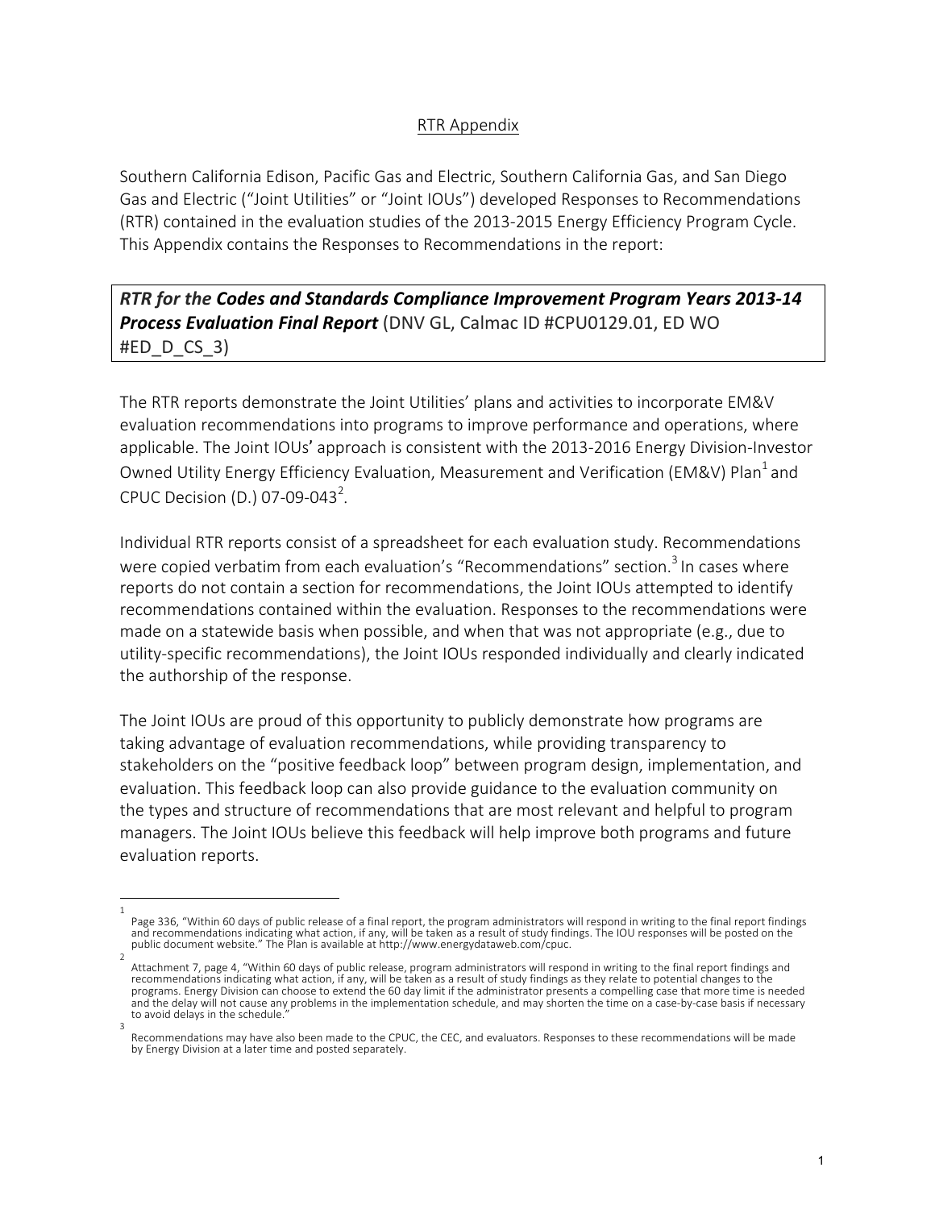RTR Appendix

Southern California Edison, Pacific Gas and Electric, Southern California Gas, and San Diego Gas and Electric ("Joint Utilities" or "Joint IOUs") developed Responses to Recommendations (RTR) contained in the evaluation studies of the 2013-2015 Energy Efficiency Program Cycle. This Appendix contains the Responses to Recommendations in the report:

***RTR for the Codes and Standards Compliance Improvement Program Years 2013-14 Process Evaluation Final Report*** (DNV GL, Calmac ID #CPU0129.01, ED WO #ED_D_CS_3)

The RTR reports demonstrate the Joint Utilities' plans and activities to incorporate EM&V evaluation recommendations into programs to improve performance and operations, where applicable. The Joint IOUs' approach is consistent with the 2013-2016 Energy Division-Investor Owned Utility Energy Efficiency Evaluation, Measurement and Verification (EM&V) Plan[1] and CPUC Decision (D.) 07-09-043[2].

Individual RTR reports consist of a spreadsheet for each evaluation study. Recommendations were copied verbatim from each evaluation's "Recommendations" section.[3] In cases where reports do not contain a section for recommendations, the Joint IOUs attempted to identify recommendations contained within the evaluation. Responses to the recommendations were made on a statewide basis when possible, and when that was not appropriate (e.g., due to utility-specific recommendations), the Joint IOUs responded individually and clearly indicated the authorship of the response.

The Joint IOUs are proud of this opportunity to publicly demonstrate how programs are taking advantage of evaluation recommendations, while providing transparency to stakeholders on the "positive feedback loop" between program design, implementation, and evaluation. This feedback loop can also provide guidance to the evaluation community on the types and structure of recommendations that are most relevant and helpful to program managers. The Joint IOUs believe this feedback will help improve both programs and future evaluation reports.

---

[1] Page 336, "Within 60 days of public release of a final report, the program administrators will respond in writing to the final report findings and recommendations indicating what action, if any, will be taken as a result of study findings. The IOU responses will be posted on the public document website." The Plan is available at http://www.energydataweb.com/cpuc.

[2] Attachment 7, page 4, "Within 60 days of public release, program administrators will respond in writing to the final report findings and recommendations indicating what action, if any, will be taken as a result of study findings as they relate to potential changes to the programs. Energy Division can choose to extend the 60 day limit if the administrator presents a compelling case that more time is needed and the delay will not cause any problems in the implementation schedule, and may shorten the time on a case-by-case basis if necessary to avoid delays in the schedule."

[3] Recommendations may have also been made to the CPUC, the CEC, and evaluators. Responses to these recommendations will be made by Energy Division at a later time and posted separately.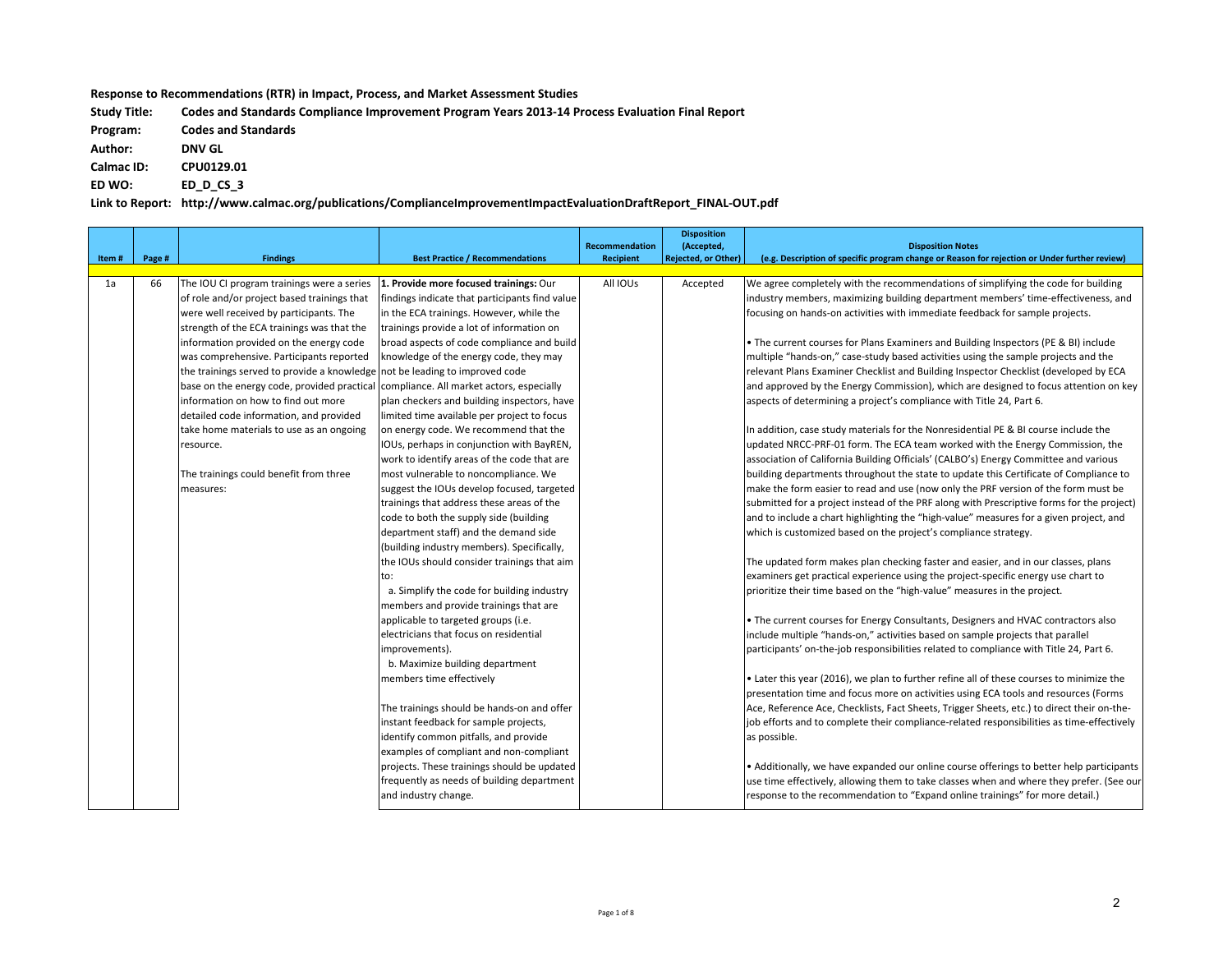**Response to Recommendations (RTR) in Impact, Process, and Market Assessment Studies**

**Study Title:** **Codes and Standards Compliance Improvement Program Years 2013-14 Process Evaluation Final Report**

**Program:** **Codes and Standards**

**Author:** **DNV GL**

**Calmac ID:** **CPU0129.01**

**ED WO:** **ED_D_CS_3**

**Link to Report:** **http://www.calmac.org/publications/ComplianceImprovementImpactEvaluationDraftReport_FINAL-OUT.pdf**

| Item # | Page # | Findings | Best Practice / Recommendations | Recommendation Recipient | Disposition (Accepted, Rejected, or Other) | Disposition Notes (e.g. Description of specific program change or Reason for rejection or Under further review) |
|---|---|---|---|---|---|---|
| 1a | 66 | The IOU CI program trainings were a series of role and/or project based trainings that were well received by participants. The strength of the ECA trainings was that the information provided on the energy code was comprehensive. Participants reported the trainings served to provide a knowledge base on the energy code, provided practical information on how to find out more detailed code information, and provided take home materials to use as an ongoing resource.<br><br>The trainings could benefit from three measures: | **1. Provide more focused trainings:** Our findings indicate that participants find value in the ECA trainings. However, while the trainings provide a lot of information on broad aspects of code compliance and build knowledge of the energy code, they may not be leading to improved code compliance. All market actors, especially plan checkers and building inspectors, have limited time available per project to focus on energy code. We recommend that the IOUs, perhaps in conjunction with BayREN, work to identify areas of the code that are most vulnerable to noncompliance. We suggest the IOUs develop focused, targeted trainings that address these areas of the code to both the supply side (building department staff) and the demand side (building industry members). Specifically, the IOUs should consider trainings that aim to:<br>a. Simplify the code for building industry members and provide trainings that are applicable to targeted groups (i.e. electricians that focus on residential improvements).<br>b. Maximize building department members time effectively<br><br>The trainings should be hands-on and offer instant feedback for sample projects, identify common pitfalls, and provide examples of compliant and non-compliant projects. These trainings should be updated frequently as needs of building department and industry change. | All IOUs | Accepted | We agree completely with the recommendations of simplifying the code for building industry members, maximizing building department members' time-effectiveness, and focusing on hands-on activities with immediate feedback for sample projects.<br><br>• The current courses for Plans Examiners and Building Inspectors (PE & BI) include multiple "hands-on," case-study based activities using the sample projects and the relevant Plans Examiner Checklist and Building Inspector Checklist (developed by ECA and approved by the Energy Commission), which are designed to focus attention on key aspects of determining a project's compliance with Title 24, Part 6.<br><br>In addition, case study materials for the Nonresidential PE & BI course include the updated NRCC-PRF-01 form. The ECA team worked with the Energy Commission, the association of California Building Officials' (CALBO's) Energy Committee and various building departments throughout the state to update this Certificate of Compliance to make the form easier to read and use (now only the PRF version of the form must be submitted for a project instead of the PRF along with Prescriptive forms for the project) and to include a chart highlighting the "high-value" measures for a given project, and which is customized based on the project's compliance strategy.<br><br>The updated form makes plan checking faster and easier, and in our classes, plans examiners get practical experience using the project-specific energy use chart to prioritize their time based on the "high-value" measures in the project.<br><br>• The current courses for Energy Consultants, Designers and HVAC contractors also include multiple "hands-on," activities based on sample projects that parallel participants' on-the-job responsibilities related to compliance with Title 24, Part 6.<br><br>• Later this year (2016), we plan to further refine all of these courses to minimize the presentation time and focus more on activities using ECA tools and resources (Forms Ace, Reference Ace, Checklists, Fact Sheets, Trigger Sheets, etc.) to direct their on-the-job efforts and to complete their compliance-related responsibilities as time-effectively as possible.<br><br>• Additionally, we have expanded our online course offerings to better help participants use time effectively, allowing them to take classes when and where they prefer. (See our response to the recommendation to "Expand online trainings" for more detail.) |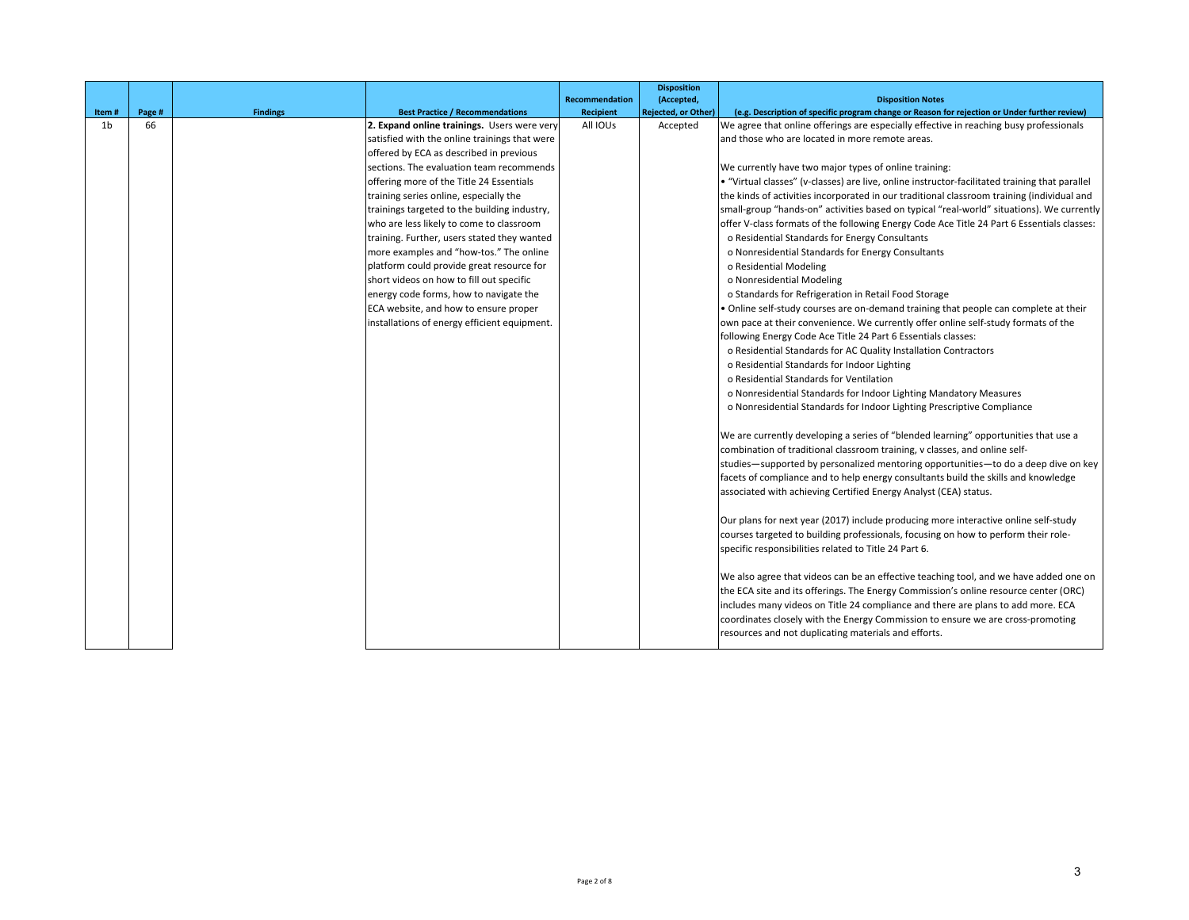| Item # | Page # | Findings | Best Practice / Recommendations | Recommendation Recipient | Disposition (Accepted, Rejected, or Other) | Disposition Notes (e.g. Description of specific program change or Reason for rejection or Under further review) |
|---|---|---|---|---|---|---|
| 1b | 66 | | **2. Expand online trainings.** Users were very satisfied with the online trainings that were offered by ECA as described in previous sections. The evaluation team recommends offering more of the Title 24 Essentials training series online, especially the trainings targeted to the building industry, who are less likely to come to classroom training. Further, users stated they wanted more examples and "how-tos." The online platform could provide great resource for short videos on how to fill out specific energy code forms, how to navigate the ECA website, and how to ensure proper installations of energy efficient equipment. | All IOUs | Accepted | We agree that online offerings are especially effective in reaching busy professionals and those who are located in more remote areas.<br><br>We currently have two major types of online training:<br>• "Virtual classes" (v-classes) are live, online instructor-facilitated training that parallel the kinds of activities incorporated in our traditional classroom training (individual and small-group "hands-on" activities based on typical "real-world" situations). We currently offer V-class formats of the following Energy Code Ace Title 24 Part 6 Essentials classes:<br>o Residential Standards for Energy Consultants<br>o Nonresidential Standards for Energy Consultants<br>o Residential Modeling<br>o Nonresidential Modeling<br>o Standards for Refrigeration in Retail Food Storage<br>• Online self-study courses are on-demand training that people can complete at their own pace at their convenience. We currently offer online self-study formats of the following Energy Code Ace Title 24 Part 6 Essentials classes:<br>o Residential Standards for AC Quality Installation Contractors<br>o Residential Standards for Indoor Lighting<br>o Residential Standards for Ventilation<br>o Nonresidential Standards for Indoor Lighting Mandatory Measures<br>o Nonresidential Standards for Indoor Lighting Prescriptive Compliance<br><br>We are currently developing a series of "blended learning" opportunities that use a combination of traditional classroom training, v classes, and online self-studies—supported by personalized mentoring opportunities—to do a deep dive on key facets of compliance and to help energy consultants build the skills and knowledge associated with achieving Certified Energy Analyst (CEA) status.<br><br>Our plans for next year (2017) include producing more interactive online self-study courses targeted to building professionals, focusing on how to perform their role-specific responsibilities related to Title 24 Part 6.<br><br>We also agree that videos can be an effective teaching tool, and we have added one on the ECA site and its offerings. The Energy Commission's online resource center (ORC) includes many videos on Title 24 compliance and there are plans to add more. ECA coordinates closely with the Energy Commission to ensure we are cross-promoting resources and not duplicating materials and efforts. |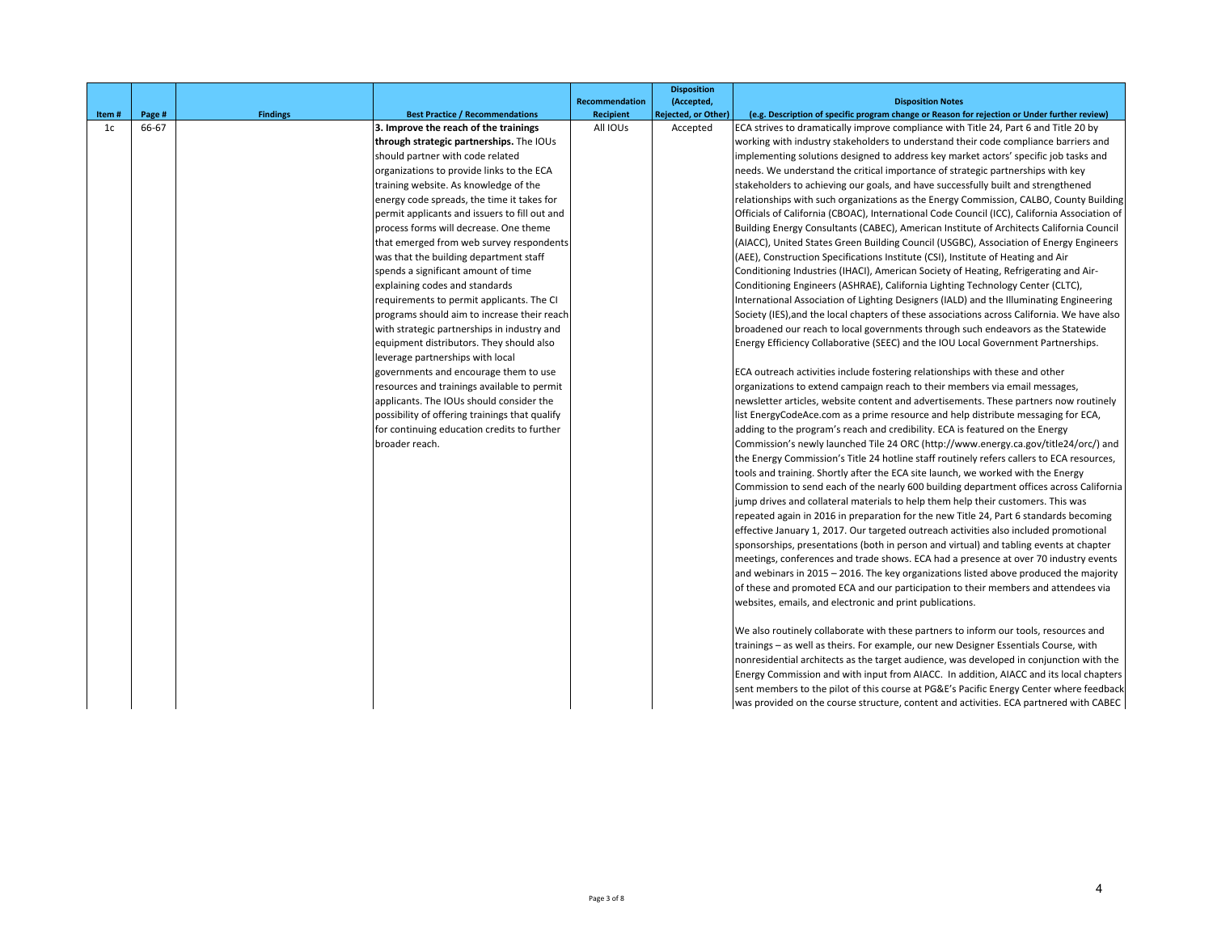| Item # | Page # | Findings | Best Practice / Recommendations | Recommendation Recipient | Disposition (Accepted, Rejected, or Other) | Disposition Notes (e.g. Description of specific program change or Reason for rejection or Under further review) |
|---|---|---|---|---|---|---|
| 1c | 66-67 | | **3. Improve the reach of the trainings through strategic partnerships.** The IOUs should partner with code related organizations to provide links to the ECA training website. As knowledge of the energy code spreads, the time it takes for permit applicants and issuers to fill out and process forms will decrease. One theme that emerged from web survey respondents was that the building department staff spends a significant amount of time explaining codes and standards requirements to permit applicants. The CI programs should aim to increase their reach with strategic partnerships in industry and equipment distributors. They should also leverage partnerships with local governments and encourage them to use resources and trainings available to permit applicants. The IOUs should consider the possibility of offering trainings that qualify for continuing education credits to further broader reach. | All IOUs | Accepted | ECA strives to dramatically improve compliance with Title 24, Part 6 and Title 20 by working with industry stakeholders to understand their code compliance barriers and implementing solutions designed to address key market actors' specific job tasks and needs. We understand the critical importance of strategic partnerships with key stakeholders to achieving our goals, and have successfully built and strengthened relationships with such organizations as the Energy Commission, CALBO, County Building Officials of California (CBOAC), International Code Council (ICC), California Association of Building Energy Consultants (CABEC), American Institute of Architects California Council (AIACC), United States Green Building Council (USGBC), Association of Energy Engineers (AEE), Construction Specifications Institute (CSI), Institute of Heating and Air Conditioning Industries (IHACI), American Society of Heating, Refrigerating and Air-Conditioning Engineers (ASHRAE), California Lighting Technology Center (CLTC), International Association of Lighting Designers (IALD) and the Illuminating Engineering Society (IES),and the local chapters of these associations across California. We have also broadened our reach to local governments through such endeavors as the Statewide Energy Efficiency Collaborative (SEEC) and the IOU Local Government Partnerships.<br><br>ECA outreach activities include fostering relationships with these and other organizations to extend campaign reach to their members via email messages, newsletter articles, website content and advertisements. These partners now routinely list EnergyCodeAce.com as a prime resource and help distribute messaging for ECA, adding to the program's reach and credibility. ECA is featured on the Energy Commission's newly launched Tile 24 ORC (http://www.energy.ca.gov/title24/orc/) and the Energy Commission's Title 24 hotline staff routinely refers callers to ECA resources, tools and training. Shortly after the ECA site launch, we worked with the Energy Commission to send each of the nearly 600 building department offices across California jump drives and collateral materials to help them help their customers. This was repeated again in 2016 in preparation for the new Title 24, Part 6 standards becoming effective January 1, 2017. Our targeted outreach activities also included promotional sponsorships, presentations (both in person and virtual) and tabling events at chapter meetings, conferences and trade shows. ECA had a presence at over 70 industry events and webinars in 2015 – 2016. The key organizations listed above produced the majority of these and promoted ECA and our participation to their members and attendees via websites, emails, and electronic and print publications.<br><br>We also routinely collaborate with these partners to inform our tools, resources and trainings – as well as theirs. For example, our new Designer Essentials Course, with nonresidential architects as the target audience, was developed in conjunction with the Energy Commission and with input from AIACC. In addition, AIACC and its local chapters sent members to the pilot of this course at PG&E's Pacific Energy Center where feedback was provided on the course structure, content and activities. ECA partnered with CABEC |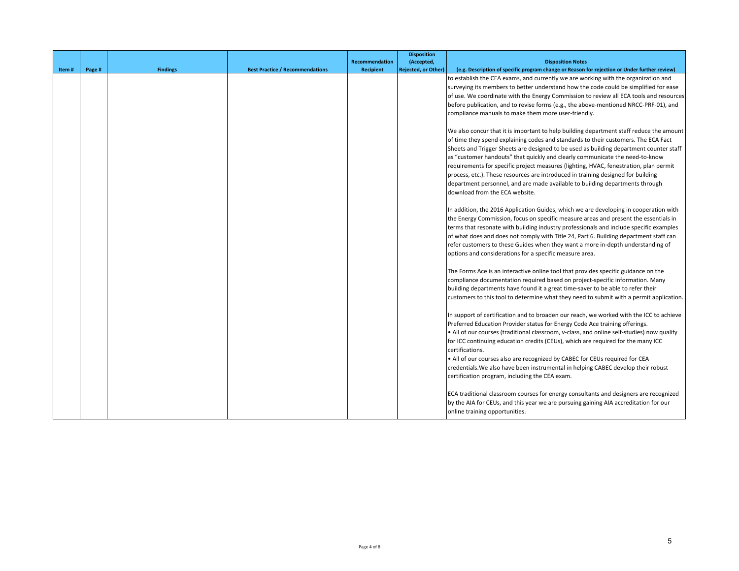| Item # | Page # | Findings | Best Practice / Recommendations | Recommendation Recipient | Disposition (Accepted, Rejected, or Other) | Disposition Notes (e.g. Description of specific program change or Reason for rejection or Under further review) |
|---|---|---|---|---|---|---|
| | | | | | | to establish the CEA exams, and currently we are working with the organization and surveying its members to better understand how the code could be simplified for ease of use. We coordinate with the Energy Commission to review all ECA tools and resources before publication, and to revise forms (e.g., the above-mentioned NRCC-PRF-01), and compliance manuals to make them more user-friendly.<br><br>We also concur that it is important to help building department staff reduce the amount of time they spend explaining codes and standards to their customers. The ECA Fact Sheets and Trigger Sheets are designed to be used as building department counter staff as "customer handouts" that quickly and clearly communicate the need-to-know requirements for specific project measures (lighting, HVAC, fenestration, plan permit process, etc.). These resources are introduced in training designed for building department personnel, and are made available to building departments through download from the ECA website.<br><br>In addition, the 2016 Application Guides, which we are developing in cooperation with the Energy Commission, focus on specific measure areas and present the essentials in terms that resonate with building industry professionals and include specific examples of what does and does not comply with Title 24, Part 6. Building department staff can refer customers to these Guides when they want a more in-depth understanding of options and considerations for a specific measure area.<br><br>The Forms Ace is an interactive online tool that provides specific guidance on the compliance documentation required based on project-specific information. Many building departments have found it a great time-saver to be able to refer their customers to this tool to determine what they need to submit with a permit application.<br><br>In support of certification and to broaden our reach, we worked with the ICC to achieve Preferred Education Provider status for Energy Code Ace training offerings.<br>• All of our courses (traditional classroom, v-class, and online self-studies) now qualify for ICC continuing education credits (CEUs), which are required for the many ICC certifications.<br>• All of our courses also are recognized by CABEC for CEUs required for CEA credentials.We also have been instrumental in helping CABEC develop their robust certification program, including the CEA exam.<br><br>ECA traditional classroom courses for energy consultants and designers are recognized by the AIA for CEUs, and this year we are pursuing gaining AIA accreditation for our online training opportunities. |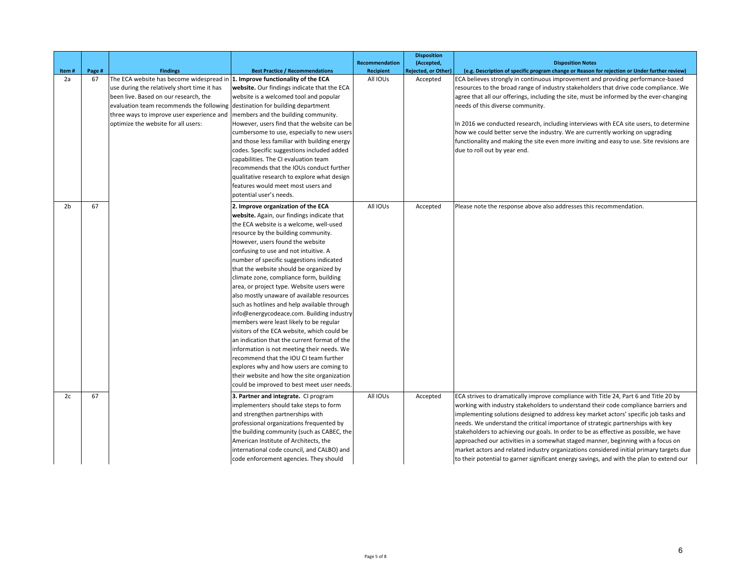| Item # | Page # | Findings | Best Practice / Recommendations | Recommendation Recipient | Disposition (Accepted, Rejected, or Other) | Disposition Notes (e.g. Description of specific program change or Reason for rejection or Under further review) |
|---|---|---|---|---|---|---|
| 2a | 67 | The ECA website has become widespread in use during the relatively short time it has been live. Based on our research, the evaluation team recommends the following three ways to improve user experience and optimize the website for all users: | **1. Improve functionality of the ECA website.** Our findings indicate that the ECA website is a welcomed tool and popular destination for building department members and the building community. However, users find that the website can be cumbersome to use, especially to new users and those less familiar with building energy codes. Specific suggestions included added capabilities. The CI evaluation team recommends that the IOUs conduct further qualitative research to explore what design features would meet most users and potential user's needs. | All IOUs | Accepted | ECA believes strongly in continuous improvement and providing performance-based resources to the broad range of industry stakeholders that drive code compliance. We agree that all our offerings, including the site, must be informed by the ever-changing needs of this diverse community.<br><br>In 2016 we conducted research, including interviews with ECA site users, to determine how we could better serve the industry. We are currently working on upgrading functionality and making the site even more inviting and easy to use. Site revisions are due to roll out by year end. |
| 2b | 67 | | **2. Improve organization of the ECA website.** Again, our findings indicate that the ECA website is a welcome, well-used resource by the building community. However, users found the website confusing to use and not intuitive. A number of specific suggestions indicated that the website should be organized by climate zone, compliance form, building area, or project type. Website users were also mostly unaware of available resources such as hotlines and help available through info@energycodeace.com. Building industry members were least likely to be regular visitors of the ECA website, which could be an indication that the current format of the information is not meeting their needs. We recommend that the IOU CI team further explores why and how users are coming to their website and how the site organization could be improved to best meet user needs. | All IOUs | Accepted | Please note the response above also addresses this recommendation. |
| 2c | 67 | | **3. Partner and integrate.** CI program implementers should take steps to form and strengthen partnerships with professional organizations frequented by the building community (such as CABEC, the American Institute of Architects, the international code council, and CALBO) and code enforcement agencies. They should | All IOUs | Accepted | ECA strives to dramatically improve compliance with Title 24, Part 6 and Title 20 by working with industry stakeholders to understand their code compliance barriers and implementing solutions designed to address key market actors' specific job tasks and needs. We understand the critical importance of strategic partnerships with key stakeholders to achieving our goals. In order to be as effective as possible, we have approached our activities in a somewhat staged manner, beginning with a focus on market actors and related industry organizations considered initial primary targets due to their potential to garner significant energy savings, and with the plan to extend our |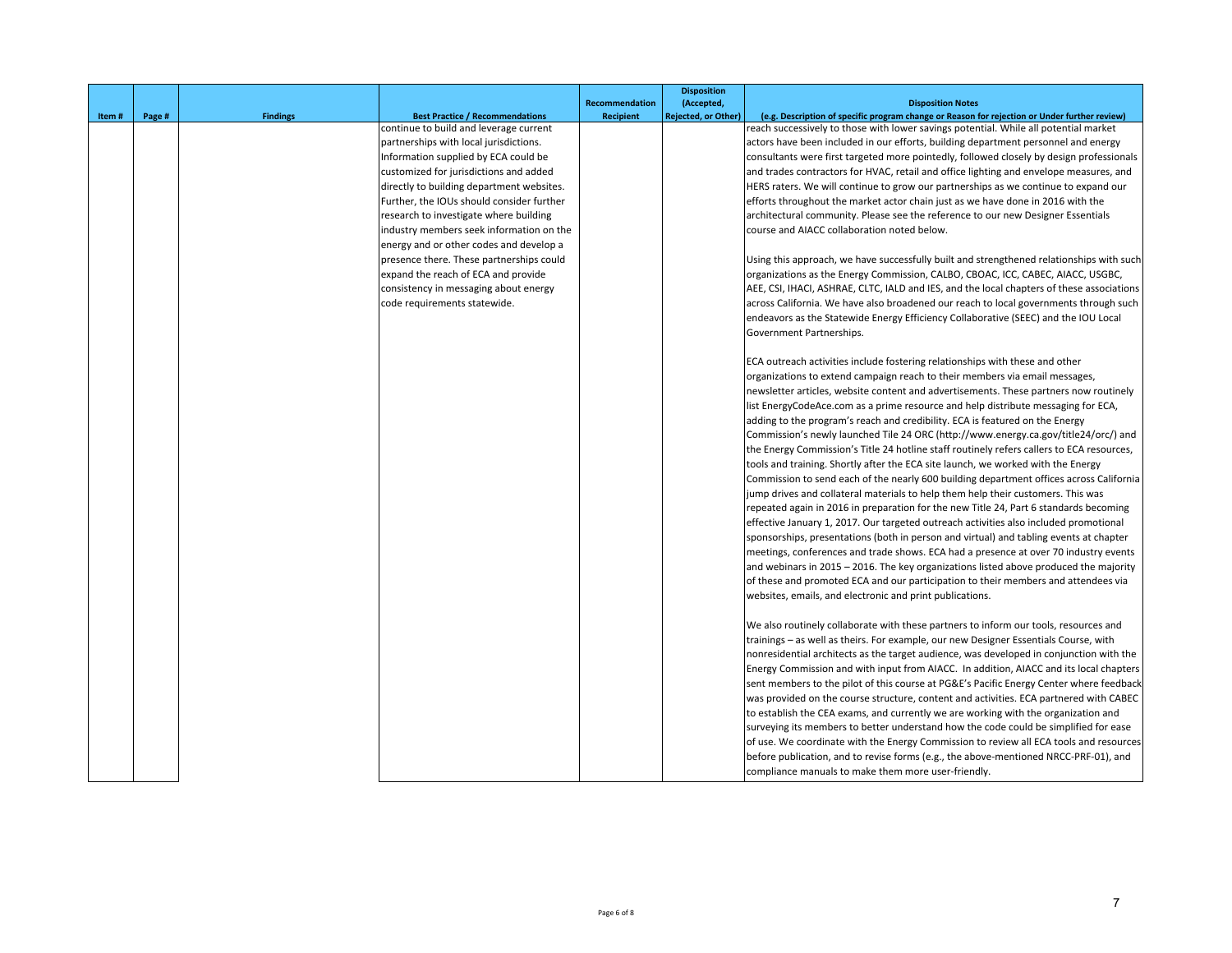| Item # | Page # | Findings | Best Practice / Recommendations | Recommendation Recipient | Disposition (Accepted, Rejected, or Other) | Disposition Notes (e.g. Description of specific program change or Reason for rejection or Under further review) |
|---|---|---|---|---|---|---|
| | | | continue to build and leverage current partnerships with local jurisdictions. Information supplied by ECA could be customized for jurisdictions and added directly to building department websites. Further, the IOUs should consider further research to investigate where building industry members seek information on the energy and or other codes and develop a presence there. These partnerships could expand the reach of ECA and provide consistency in messaging about energy code requirements statewide. | | | reach successively to those with lower savings potential. While all potential market actors have been included in our efforts, building department personnel and energy consultants were first targeted more pointedly, followed closely by design professionals and trades contractors for HVAC, retail and office lighting and envelope measures, and HERS raters. We will continue to grow our partnerships as we continue to expand our efforts throughout the market actor chain just as we have done in 2016 with the architectural community. Please see the reference to our new Designer Essentials course and AIACC collaboration noted below.<br><br>Using this approach, we have successfully built and strengthened relationships with such organizations as the Energy Commission, CALBO, CBOAC, ICC, CABEC, AIACC, USGBC, AEE, CSI, IHACI, ASHRAE, CLTC, IALD and IES, and the local chapters of these associations across California. We have also broadened our reach to local governments through such endeavors as the Statewide Energy Efficiency Collaborative (SEEC) and the IOU Local Government Partnerships.<br><br>ECA outreach activities include fostering relationships with these and other organizations to extend campaign reach to their members via email messages, newsletter articles, website content and advertisements. These partners now routinely list EnergyCodeAce.com as a prime resource and help distribute messaging for ECA, adding to the program's reach and credibility. ECA is featured on the Energy Commission's newly launched Tile 24 ORC (http://www.energy.ca.gov/title24/orc/) and the Energy Commission's Title 24 hotline staff routinely refers callers to ECA resources, tools and training. Shortly after the ECA site launch, we worked with the Energy Commission to send each of the nearly 600 building department offices across California jump drives and collateral materials to help them help their customers. This was repeated again in 2016 in preparation for the new Title 24, Part 6 standards becoming effective January 1, 2017. Our targeted outreach activities also included promotional sponsorships, presentations (both in person and virtual) and tabling events at chapter meetings, conferences and trade shows. ECA had a presence at over 70 industry events and webinars in 2015 – 2016. The key organizations listed above produced the majority of these and promoted ECA and our participation to their members and attendees via websites, emails, and electronic and print publications.<br><br>We also routinely collaborate with these partners to inform our tools, resources and trainings – as well as theirs. For example, our new Designer Essentials Course, with nonresidential architects as the target audience, was developed in conjunction with the Energy Commission and with input from AIACC. In addition, AIACC and its local chapters sent members to the pilot of this course at PG&E's Pacific Energy Center where feedback was provided on the course structure, content and activities. ECA partnered with CABEC to establish the CEA exams, and currently we are working with the organization and surveying its members to better understand how the code could be simplified for ease of use. We coordinate with the Energy Commission to review all ECA tools and resources before publication, and to revise forms (e.g., the above-mentioned NRCC-PRF-01), and compliance manuals to make them more user-friendly. |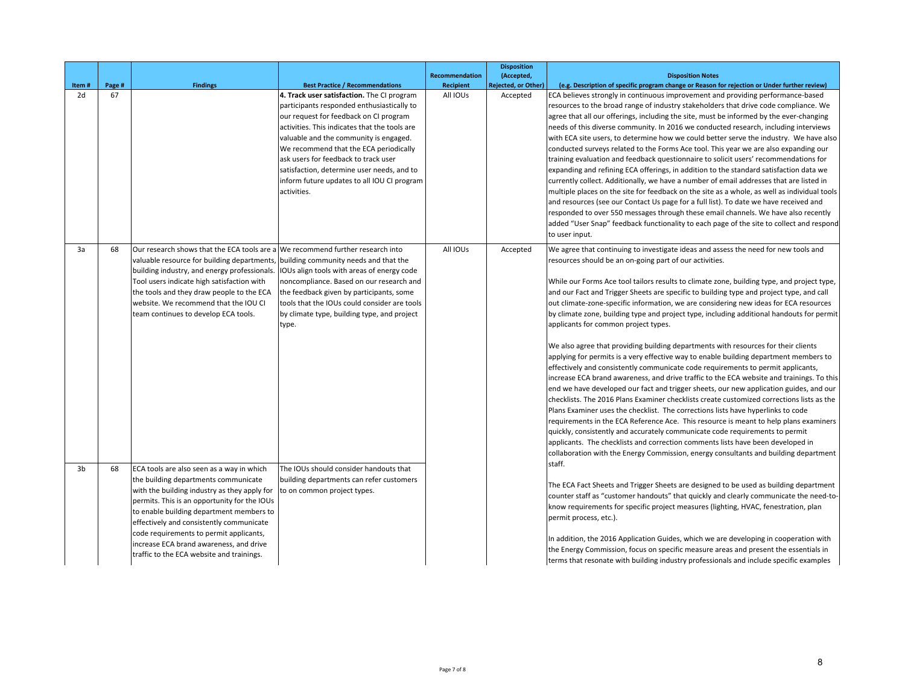| Item # | Page # | Findings | Best Practice / Recommendations | Recommendation Recipient | Disposition (Accepted, Rejected, or Other) | Disposition Notes (e.g. Description of specific program change or Reason for rejection or Under further review) |
|---|---|---|---|---|---|---|
| 2d | 67 | | **4. Track user satisfaction.** The CI program participants responded enthusiastically to our request for feedback on CI program activities. This indicates that the tools are valuable and the community is engaged. We recommend that the ECA periodically ask users for feedback to track user satisfaction, determine user needs, and to inform future updates to all IOU CI program activities. | All IOUs | Accepted | ECA believes strongly in continuous improvement and providing performance-based resources to the broad range of industry stakeholders that drive code compliance. We agree that all our offerings, including the site, must be informed by the ever-changing needs of this diverse community. In 2016 we conducted research, including interviews with ECA site users, to determine how we could better serve the industry. We have also conducted surveys related to the Forms Ace tool. This year we are also expanding our training evaluation and feedback questionnaire to solicit users' recommendations for expanding and refining ECA offerings, in addition to the standard satisfaction data we currently collect. Additionally, we have a number of email addresses that are listed in multiple places on the site for feedback on the site as a whole, as well as individual tools and resources (see our Contact Us page for a full list). To date we have received and responded to over 550 messages through these email channels. We have also recently added "User Snap" feedback functionality to each page of the site to collect and respond to user input. |
| 3a | 68 | Our research shows that the ECA tools are a valuable resource for building departments, building industry, and energy professionals. Tool users indicate high satisfaction with the tools and they draw people to the ECA website. We recommend that the IOU CI team continues to develop ECA tools. | We recommend further research into building community needs and that the IOUs align tools with areas of energy code noncompliance. Based on our research and the feedback given by participants, some tools that the IOUs could consider are tools by climate type, building type, and project type. | All IOUs | Accepted | We agree that continuing to investigate ideas and assess the need for new tools and resources should be an on-going part of our activities.<br><br>While our Forms Ace tool tailors results to climate zone, building type, and project type, and our Fact and Trigger Sheets are specific to building type and project type, and call out climate-zone-specific information, we are considering new ideas for ECA resources by climate zone, building type and project type, including additional handouts for permit applicants for common project types.<br><br>We also agree that providing building departments with resources for their clients applying for permits is a very effective way to enable building department members to effectively and consistently communicate code requirements to permit applicants, increase ECA brand awareness, and drive traffic to the ECA website and trainings. To this end we have developed our fact and trigger sheets, our new application guides, and our checklists. The 2016 Plans Examiner checklists create customized corrections lists as the Plans Examiner uses the checklist. The corrections lists have hyperlinks to code requirements in the ECA Reference Ace. This resource is meant to help plans examiners quickly, consistently and accurately communicate code requirements to permit applicants. The checklists and correction comments lists have been developed in collaboration with the Energy Commission, energy consultants and building department staff.<br><br>The ECA Fact Sheets and Trigger Sheets are designed to be used as building department counter staff as "customer handouts" that quickly and clearly communicate the need-to-know requirements for specific project measures (lighting, HVAC, fenestration, plan permit process, etc.).<br><br>In addition, the 2016 Application Guides, which we are developing in cooperation with the Energy Commission, focus on specific measure areas and present the essentials in terms that resonate with building industry professionals and include specific examples |
| 3b | 68 | ECA tools are also seen as a way in which the building departments communicate with the building industry as they apply for permits. This is an opportunity for the IOUs to enable building department members to effectively and consistently communicate code requirements to permit applicants, increase ECA brand awareness, and drive traffic to the ECA website and trainings. | The IOUs should consider handouts that building departments can refer customers to on common project types. | | | |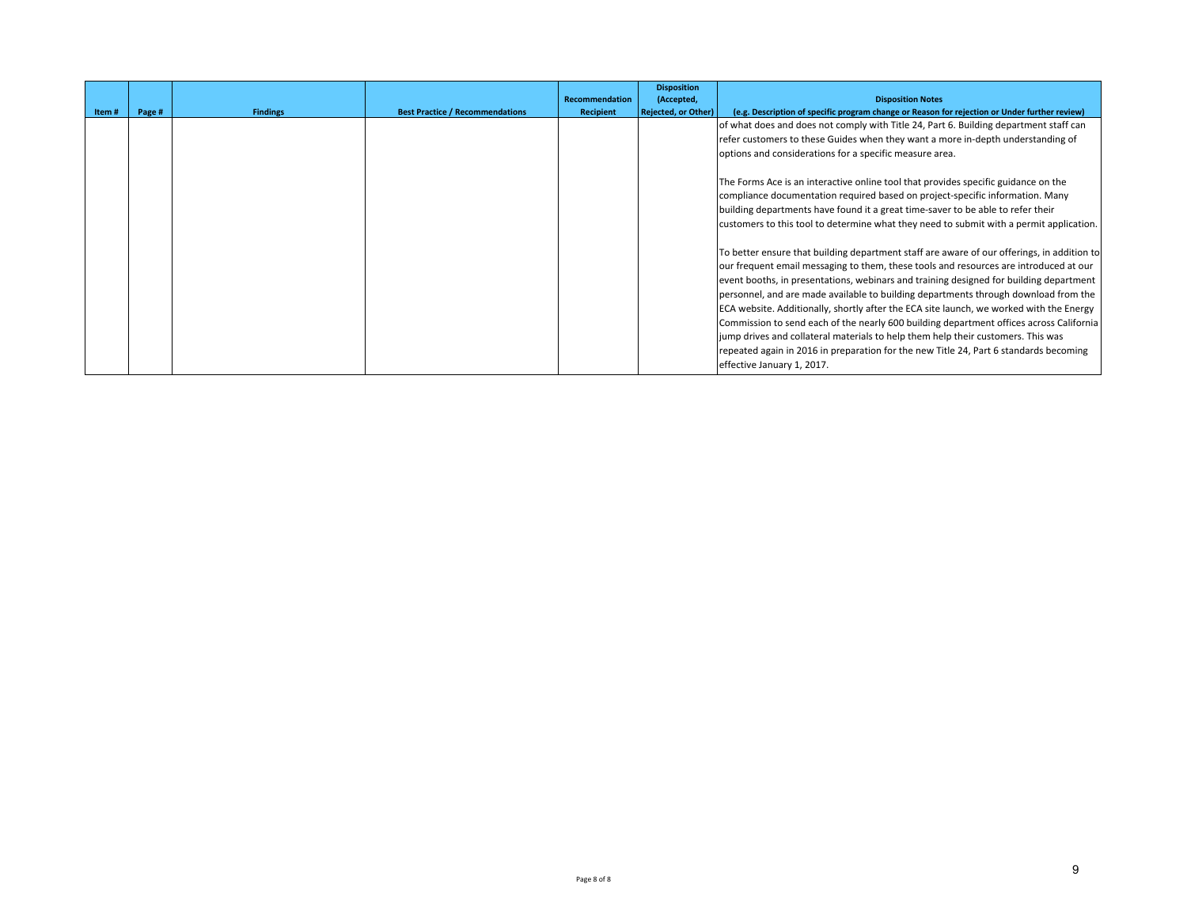| Item # | Page # | Findings | Best Practice / Recommendations | Recommendation Recipient | Disposition (Accepted, Rejected, or Other) | Disposition Notes (e.g. Description of specific program change or Reason for rejection or Under further review) |
|---|---|---|---|---|---|---|
| | | | | | | of what does and does not comply with Title 24, Part 6. Building department staff can refer customers to these Guides when they want a more in-depth understanding of options and considerations for a specific measure area.<br><br>The Forms Ace is an interactive online tool that provides specific guidance on the compliance documentation required based on project-specific information. Many building departments have found it a great time-saver to be able to refer their customers to this tool to determine what they need to submit with a permit application.<br><br>To better ensure that building department staff are aware of our offerings, in addition to our frequent email messaging to them, these tools and resources are introduced at our event booths, in presentations, webinars and training designed for building department personnel, and are made available to building departments through download from the ECA website. Additionally, shortly after the ECA site launch, we worked with the Energy Commission to send each of the nearly 600 building department offices across California jump drives and collateral materials to help them help their customers. This was repeated again in 2016 in preparation for the new Title 24, Part 6 standards becoming effective January 1, 2017. |